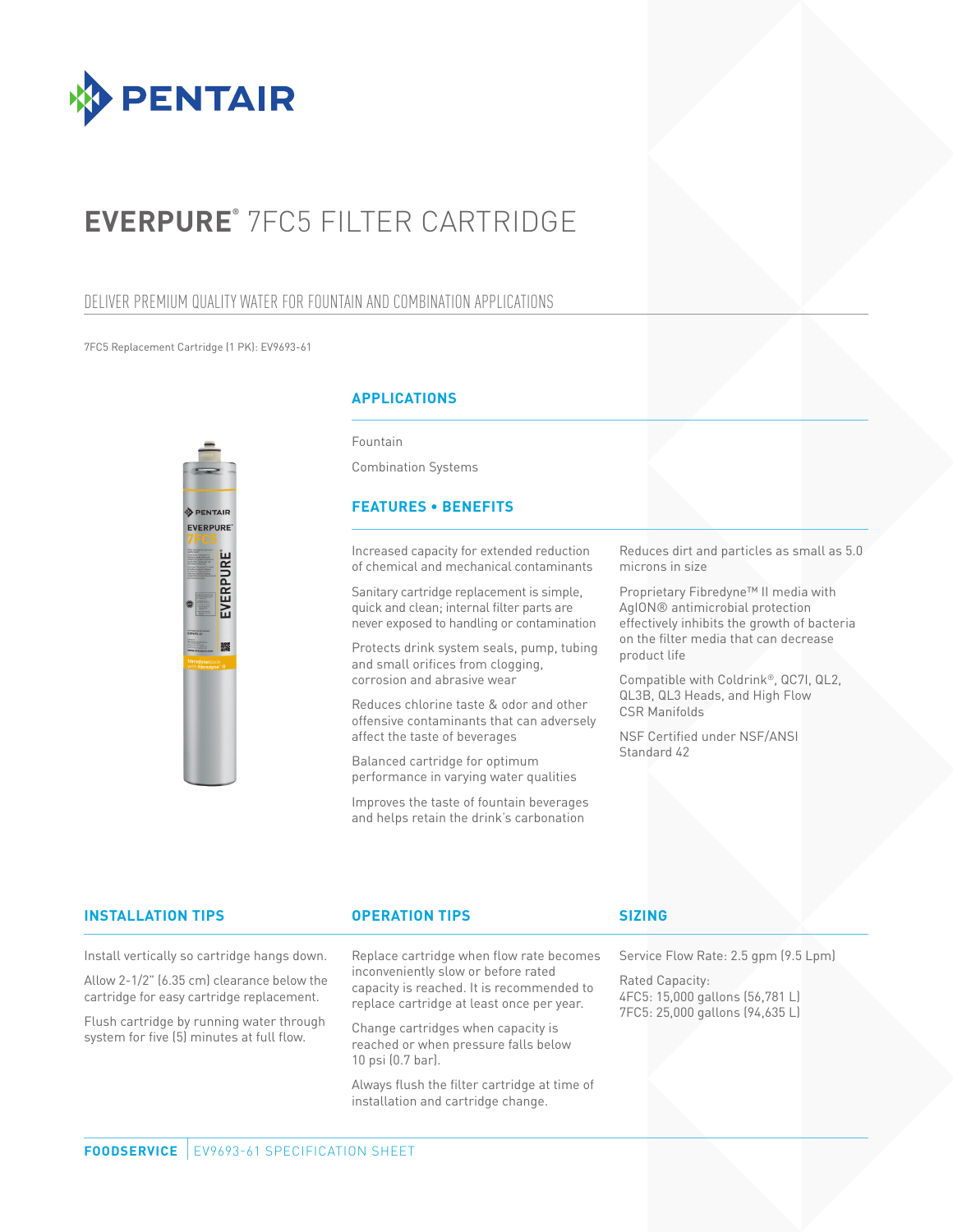PENTAIR

# EVERPURE® 7FC5 FILTER CARTRIDGE

## DELIVER PREMIUM QUALITY WATER FOR FOUNTAIN AND COMBINATION APPLICATIONS

7FC5 Replacement Cartridge (1 PK): EV9693-61

### APPLICATIONS

Fountain

Combination Systems

### FEATURES • BENEFITS

Increased capacity for extended reduction of chemical and mechanical contaminants

Sanitary cartridge replacement is simple, quick and clean; internal filter parts are never exposed to handling or contamination

Protects drink system seals, pump, tubing and small orifices from clogging, corrosion and abrasive wear

Reduces chlorine taste & odor and other offensive contaminants that can adversely affect the taste of beverages

Balanced cartridge for optimum performance in varying water qualities

Improves the taste of fountain beverages and helps retain the drink's carbonation

Reduces dirt and particles as small as 5.0 microns in size

Proprietary Fibredyne™ II media with AgION® antimicrobial protection effectively inhibits the growth of bacteria on the filter media that can decrease product life

Compatible with Coldrink®, QC7I, QL2, QL3B, QL3 Heads, and High Flow CSR Manifolds

NSF Certified under NSF/ANSI Standard 42

### INSTALLATION TIPS

Install vertically so cartridge hangs down.

Allow 2-1/2" (6.35 cm) clearance below the cartridge for easy cartridge replacement.

Flush cartridge by running water through system for five (5) minutes at full flow.

### OPERATION TIPS

Replace cartridge when flow rate becomes inconveniently slow or before rated capacity is reached. It is recommended to replace cartridge at least once per year.

Change cartridges when capacity is reached or when pressure falls below 10 psi (0.7 bar).

Always flush the filter cartridge at time of installation and cartridge change.

### SIZING

Service Flow Rate: 2.5 gpm (9.5 Lpm)

Rated Capacity:
4FC5: 15,000 gallons (56,781 L)
7FC5: 25,000 gallons (94,635 L)

**FOODSERVICE** | EV9693-61 SPECIFICATION SHEET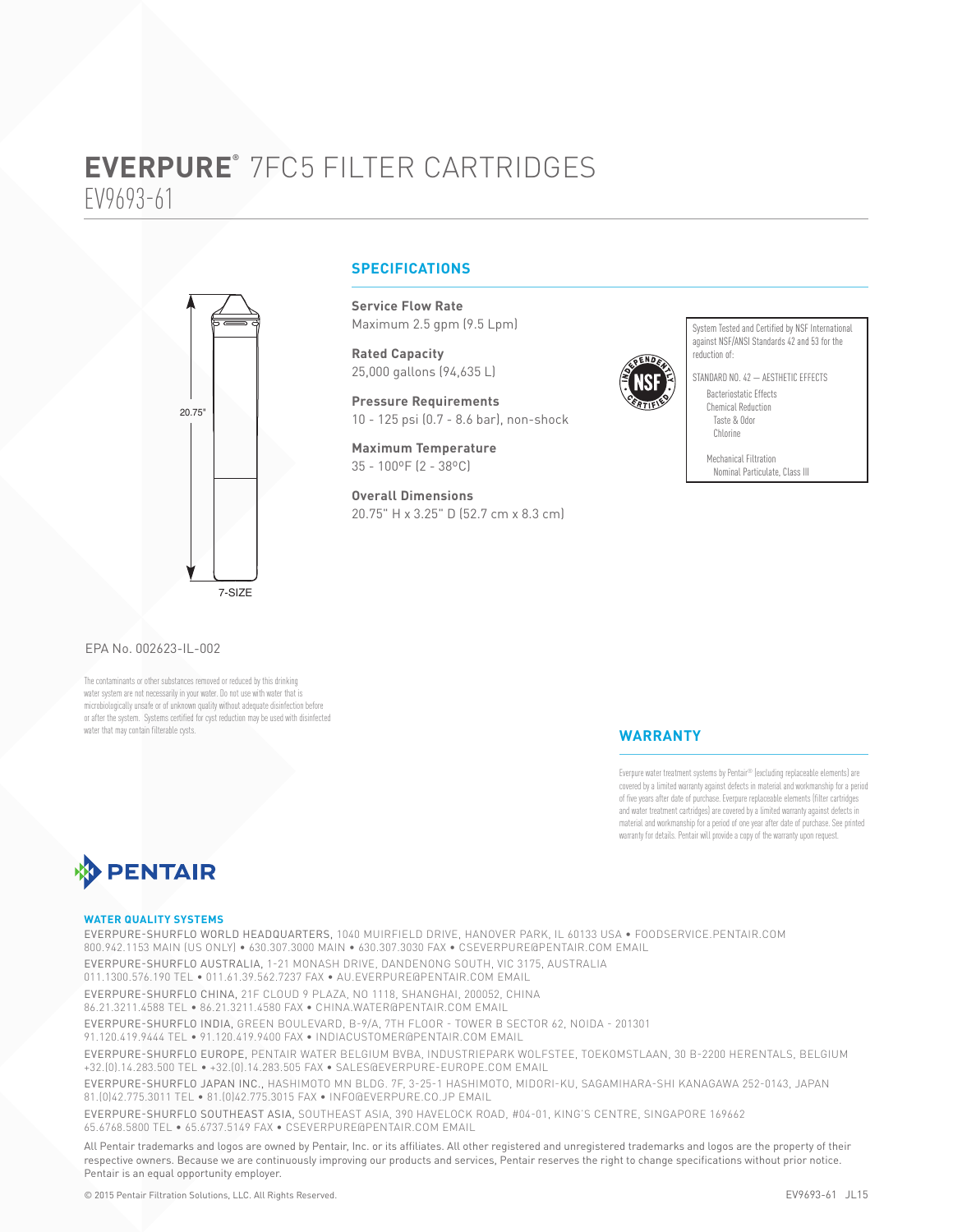# EVERPURE® 7FC5 FILTER CARTRIDGES

EV9693-61

20.75"

7-SIZE

## SPECIFICATIONS

**Service Flow Rate**
Maximum 2.5 gpm (9.5 Lpm)

**Rated Capacity**
25,000 gallons (94,635 L)

**Pressure Requirements**
10 - 125 psi (0.7 - 8.6 bar), non-shock

**Maximum Temperature**
35 - 100ºF (2 - 38ºC)

**Overall Dimensions**
20.75" H x 3.25" D (52.7 cm x 8.3 cm)

INDEPENDENTLY CERTIFIED NSF

System Tested and Certified by NSF International against NSF/ANSI Standards 42 and 53 for the reduction of:

STANDARD NO. 42 — AESTHETIC EFFECTS

- Bacteriostatic Effects
- Chemical Reduction
  - Taste & Odor
  - Chlorine
- Mechanical Filtration
  - Nominal Particulate, Class III

EPA No. 002623-IL-002

The contaminants or other substances removed or reduced by this drinking water system are not necessarily in your water. Do not use with water that is microbiologically unsafe or of unknown quality without adequate disinfection before or after the system. Systems certified for cyst reduction may be used with disinfected water that may contain filterable cysts.

## WARRANTY

Everpure water treatment systems by Pentair® (excluding replaceable elements) are covered by a limited warranty against defects in material and workmanship for a period of five years after date of purchase. Everpure replaceable elements (filter cartridges and water treatment cartridges) are covered by a limited warranty against defects in material and workmanship for a period of one year after date of purchase. See printed warranty for details. Pentair will provide a copy of the warranty upon request.

PENTAIR

**WATER QUALITY SYSTEMS**

EVERPURE-SHURFLO WORLD HEADQUARTERS, 1040 MUIRFIELD DRIVE, HANOVER PARK, IL 60133 USA • FOODSERVICE.PENTAIR.COM
800.942.1153 MAIN (US ONLY) • 630.307.3000 MAIN • 630.307.3030 FAX • CSEVERPURE@PENTAIR.COM EMAIL

EVERPURE-SHURFLO AUSTRALIA, 1-21 MONASH DRIVE, DANDENONG SOUTH, VIC 3175, AUSTRALIA
011.1300.576.190 TEL • 011.61.39.562.7237 FAX • AU.EVERPURE@PENTAIR.COM EMAIL

EVERPURE-SHURFLO CHINA, 21F CLOUD 9 PLAZA, NO 1118, SHANGHAI, 200052, CHINA
86.21.3211.4588 TEL • 86.21.3211.4580 FAX • CHINA.WATER@PENTAIR.COM EMAIL

EVERPURE-SHURFLO INDIA, GREEN BOULEVARD, B-9/A, 7TH FLOOR - TOWER B SECTOR 62, NOIDA - 201301
91.120.419.9444 TEL • 91.120.419.9400 FAX • INDIACUSTOMER@PENTAIR.COM EMAIL

EVERPURE-SHURFLO EUROPE, PENTAIR WATER BELGIUM BVBA, INDUSTRIEPARK WOLFSTEE, TOEKOMSTLAAN, 30 B-2200 HERENTALS, BELGIUM
+32.(0).14.283.500 TEL • +32.(0).14.283.505 FAX • SALES@EVERPURE-EUROPE.COM EMAIL

EVERPURE-SHURFLO JAPAN INC., HASHIMOTO MN BLDG. 7F, 3-25-1 HASHIMOTO, MIDORI-KU, SAGAMIHARA-SHI KANAGAWA 252-0143, JAPAN
81.(0)42.775.3011 TEL • 81.(0)42.775.3015 FAX • INFO@EVERPURE.CO.JP EMAIL

EVERPURE-SHURFLO SOUTHEAST ASIA, SOUTHEAST ASIA, 390 HAVELOCK ROAD, #04-01, KING'S CENTRE, SINGAPORE 169662
65.6768.5800 TEL • 65.6737.5149 FAX • CSEVERPURE@PENTAIR.COM EMAIL

All Pentair trademarks and logos are owned by Pentair, Inc. or its affiliates. All other registered and unregistered trademarks and logos are the property of their respective owners. Because we are continuously improving our products and services, Pentair reserves the right to change specifications without prior notice. Pentair is an equal opportunity employer.

© 2015 Pentair Filtration Solutions, LLC. All Rights Reserved.

EV9693-61 JL15